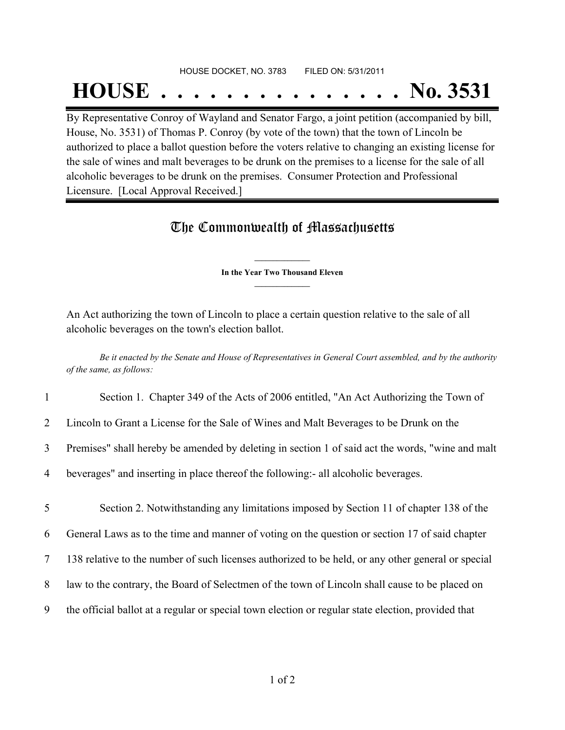HOUSE DOCKET, NO. 3783        FILED ON: 5/31/2011

# HOUSE . . . . . . . . . . . . . . . No. 3531

By Representative Conroy of Wayland and Senator Fargo, a joint petition (accompanied by bill, House, No. 3531) of Thomas P. Conroy (by vote of the town) that the town of Lincoln be authorized to place a ballot question before the voters relative to changing an existing license for the sale of wines and malt beverages to be drunk on the premises to a license for the sale of all alcoholic beverages to be drunk on the premises. Consumer Protection and Professional Licensure. [Local Approval Received.]

## The Commonwealth of Massachusetts

**In the Year Two Thousand Eleven**

An Act authorizing the town of Lincoln to place a certain question relative to the sale of all alcoholic beverages on the town's election ballot.

*Be it enacted by the Senate and House of Representatives in General Court assembled, and by the authority of the same, as follows:*

1 Section 1. Chapter 349 of the Acts of 2006 entitled, "An Act Authorizing the Town of
2 Lincoln to Grant a License for the Sale of Wines and Malt Beverages to be Drunk on the
3 Premises" shall hereby be amended by deleting in section 1 of said act the words, "wine and malt
4 beverages" and inserting in place thereof the following:- all alcoholic beverages.

5 Section 2. Notwithstanding any limitations imposed by Section 11 of chapter 138 of the
6 General Laws as to the time and manner of voting on the question or section 17 of said chapter
7 138 relative to the number of such licenses authorized to be held, or any other general or special
8 law to the contrary, the Board of Selectmen of the town of Lincoln shall cause to be placed on
9 the official ballot at a regular or special town election or regular state election, provided that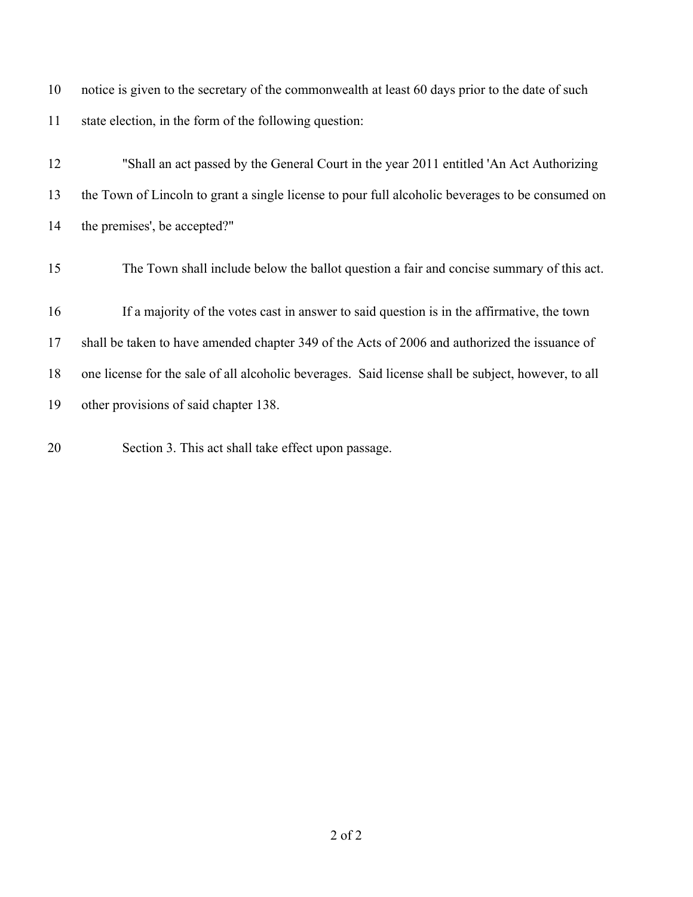notice is given to the secretary of the commonwealth at least 60 days prior to the date of such state election, in the form of the following question:

"Shall an act passed by the General Court in the year 2011 entitled 'An Act Authorizing the Town of Lincoln to grant a single license to pour full alcoholic beverages to be consumed on the premises', be accepted?"

The Town shall include below the ballot question a fair and concise summary of this act.

If a majority of the votes cast in answer to said question is in the affirmative, the town shall be taken to have amended chapter 349 of the Acts of 2006 and authorized the issuance of one license for the sale of all alcoholic beverages. Said license shall be subject, however, to all other provisions of said chapter 138.

Section 3. This act shall take effect upon passage.